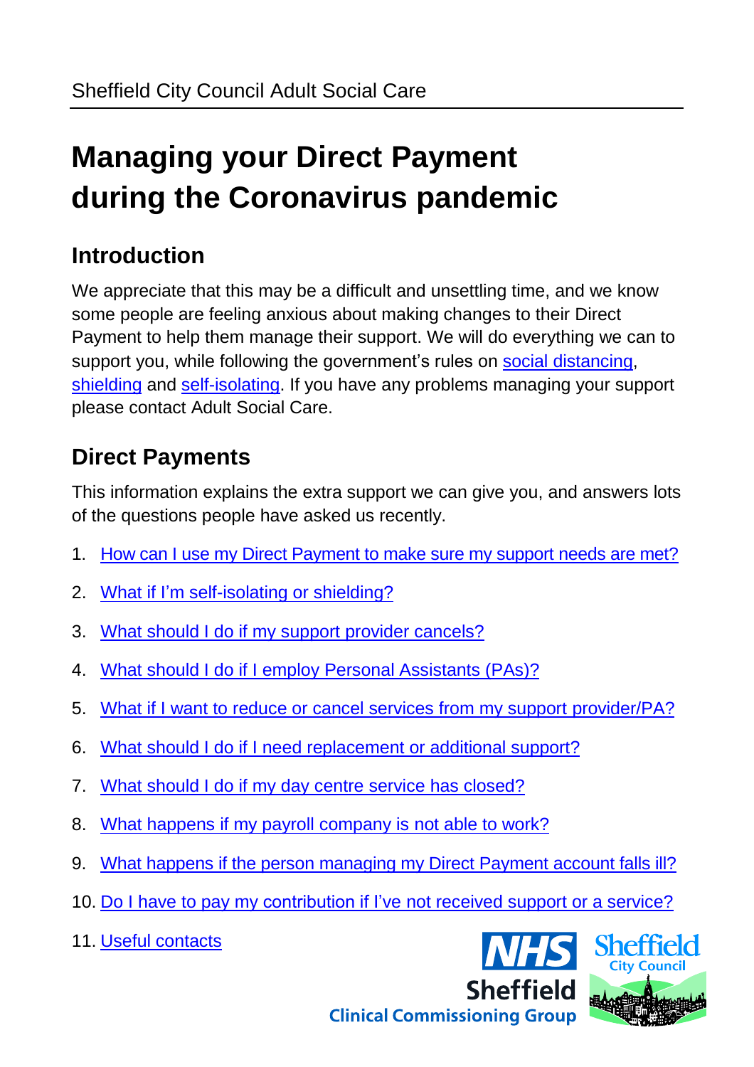Sheffield City Council Adult Social Care

# Managing your Direct Payment during the Coronavirus pandemic

## Introduction

We appreciate that this may be a difficult and unsettling time, and we know some people are feeling anxious about making changes to their Direct Payment to help them manage their support. We will do everything we can to support you, while following the government's rules on social distancing, shielding and self-isolating. If you have any problems managing your support please contact Adult Social Care.

## Direct Payments

This information explains the extra support we can give you, and answers lots of the questions people have asked us recently.

1. How can I use my Direct Payment to make sure my support needs are met?
2. What if I'm self-isolating or shielding?
3. What should I do if my support provider cancels?
4. What should I do if I employ Personal Assistants (PAs)?
5. What if I want to reduce or cancel services from my support provider/PA?
6. What should I do if I need replacement or additional support?
7. What should I do if my day centre service has closed?
8. What happens if my payroll company is not able to work?
9. What happens if the person managing my Direct Payment account falls ill?
10. Do I have to pay my contribution if I've not received support or a service?
11. Useful contacts

NHS Sheffield Clinical Commissioning Group

Sheffield City Council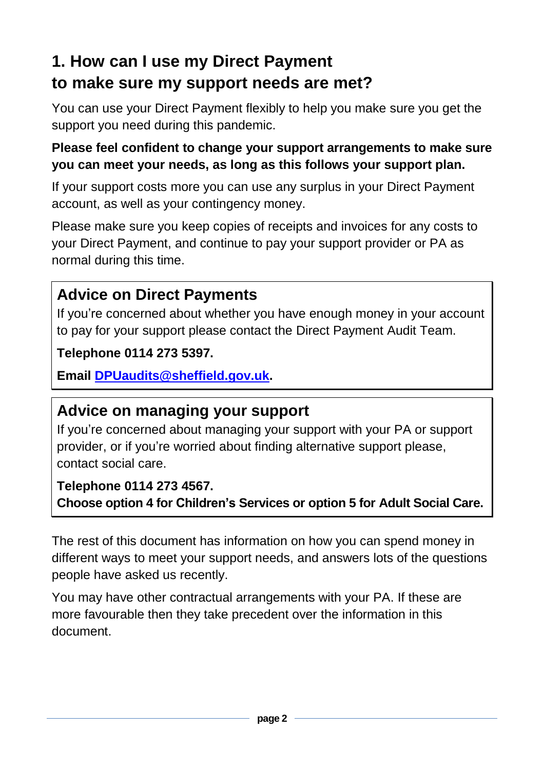## 1. How can I use my Direct Payment to make sure my support needs are met?

You can use your Direct Payment flexibly to help you make sure you get the support you need during this pandemic.

**Please feel confident to change your support arrangements to make sure you can meet your needs, as long as this follows your support plan.**

If your support costs more you can use any surplus in your Direct Payment account, as well as your contingency money.

Please make sure you keep copies of receipts and invoices for any costs to your Direct Payment, and continue to pay your support provider or PA as normal during this time.

### Advice on Direct Payments

If you're concerned about whether you have enough money in your account to pay for your support please contact the Direct Payment Audit Team.

**Telephone 0114 273 5397.**

**Email DPUaudits@sheffield.gov.uk.**

### Advice on managing your support

If you're concerned about managing your support with your PA or support provider, or if you're worried about finding alternative support please, contact social care.

**Telephone 0114 273 4567.**
**Choose option 4 for Children's Services or option 5 for Adult Social Care.**

The rest of this document has information on how you can spend money in different ways to meet your support needs, and answers lots of the questions people have asked us recently.

You may have other contractual arrangements with your PA. If these are more favourable then they take precedent over the information in this document.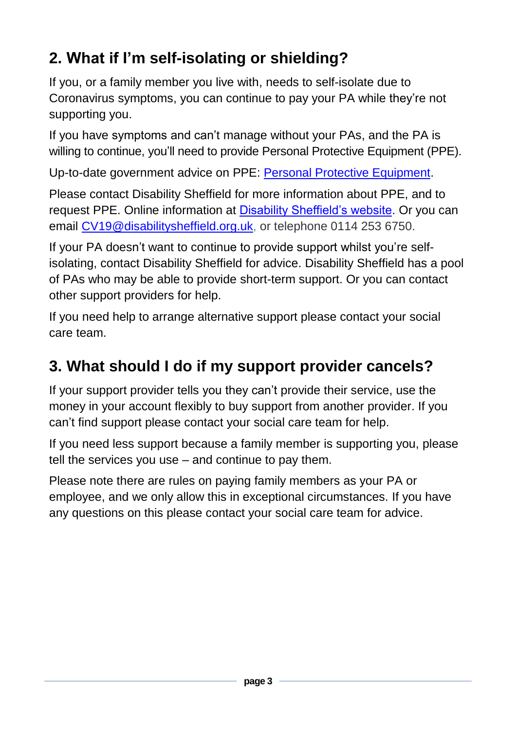## 2. What if I'm self-isolating or shielding?

If you, or a family member you live with, needs to self-isolate due to Coronavirus symptoms, you can continue to pay your PA while they're not supporting you.

If you have symptoms and can't manage without your PAs, and the PA is willing to continue, you'll need to provide Personal Protective Equipment (PPE).

Up-to-date government advice on PPE: Personal Protective Equipment.

Please contact Disability Sheffield for more information about PPE, and to request PPE. Online information at Disability Sheffield's website. Or you can email CV19@disabilitysheffield.org.uk, or telephone 0114 253 6750.

If your PA doesn't want to continue to provide support whilst you're self-isolating, contact Disability Sheffield for advice. Disability Sheffield has a pool of PAs who may be able to provide short-term support. Or you can contact other support providers for help.

If you need help to arrange alternative support please contact your social care team.

## 3. What should I do if my support provider cancels?

If your support provider tells you they can't provide their service, use the money in your account flexibly to buy support from another provider. If you can't find support please contact your social care team for help.

If you need less support because a family member is supporting you, please tell the services you use – and continue to pay them.

Please note there are rules on paying family members as your PA or employee, and we only allow this in exceptional circumstances. If you have any questions on this please contact your social care team for advice.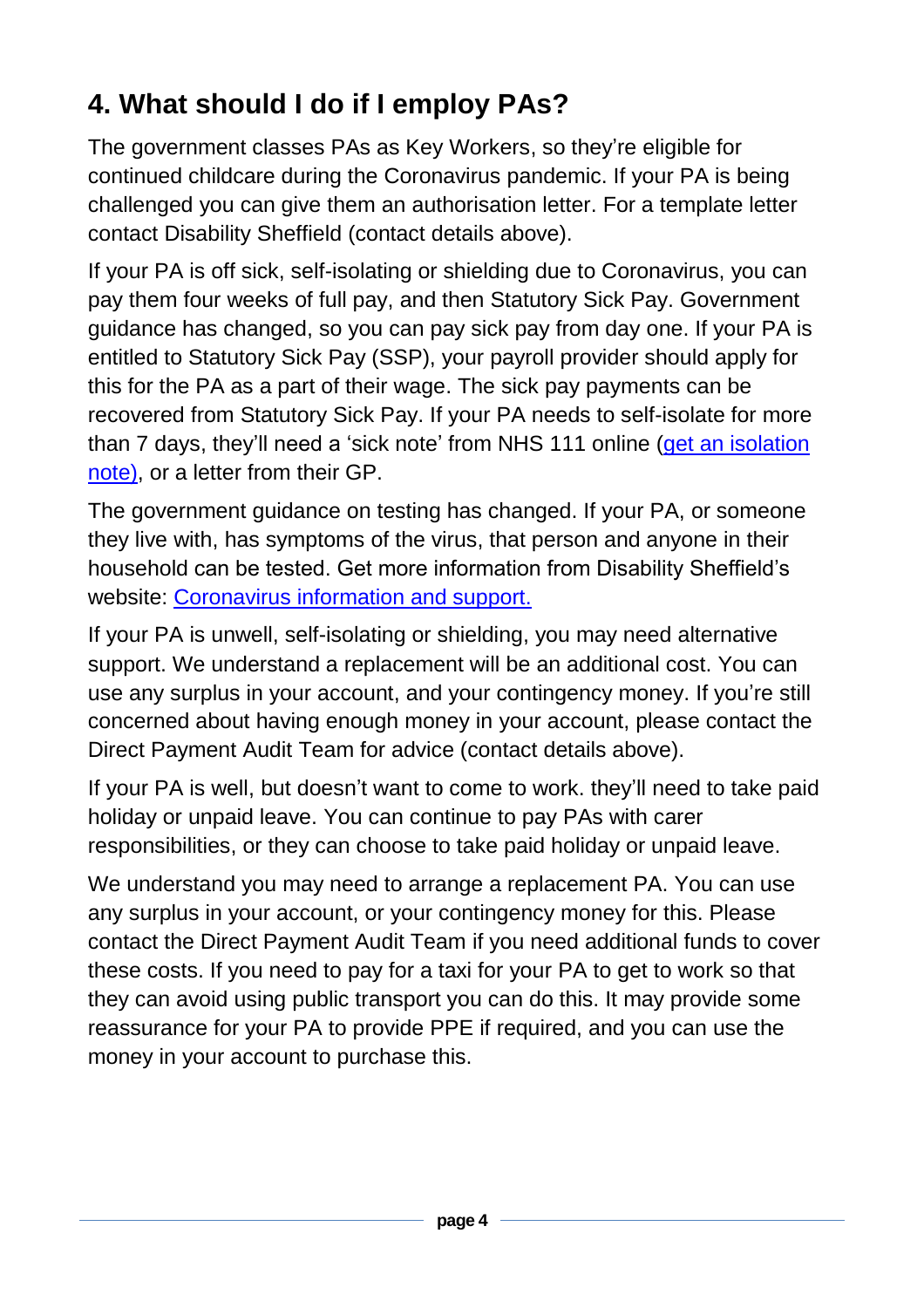## 4. What should I do if I employ PAs?

The government classes PAs as Key Workers, so they're eligible for continued childcare during the Coronavirus pandemic. If your PA is being challenged you can give them an authorisation letter. For a template letter contact Disability Sheffield (contact details above).

If your PA is off sick, self-isolating or shielding due to Coronavirus, you can pay them four weeks of full pay, and then Statutory Sick Pay. Government guidance has changed, so you can pay sick pay from day one. If your PA is entitled to Statutory Sick Pay (SSP), your payroll provider should apply for this for the PA as a part of their wage. The sick pay payments can be recovered from Statutory Sick Pay. If your PA needs to self-isolate for more than 7 days, they'll need a 'sick note' from NHS 111 online (get an isolation note), or a letter from their GP.

The government guidance on testing has changed. If your PA, or someone they live with, has symptoms of the virus, that person and anyone in their household can be tested. Get more information from Disability Sheffield's website: Coronavirus information and support.

If your PA is unwell, self-isolating or shielding, you may need alternative support. We understand a replacement will be an additional cost. You can use any surplus in your account, and your contingency money. If you're still concerned about having enough money in your account, please contact the Direct Payment Audit Team for advice (contact details above).

If your PA is well, but doesn't want to come to work. they'll need to take paid holiday or unpaid leave. You can continue to pay PAs with carer responsibilities, or they can choose to take paid holiday or unpaid leave.

We understand you may need to arrange a replacement PA. You can use any surplus in your account, or your contingency money for this. Please contact the Direct Payment Audit Team if you need additional funds to cover these costs. If you need to pay for a taxi for your PA to get to work so that they can avoid using public transport you can do this. It may provide some reassurance for your PA to provide PPE if required, and you can use the money in your account to purchase this.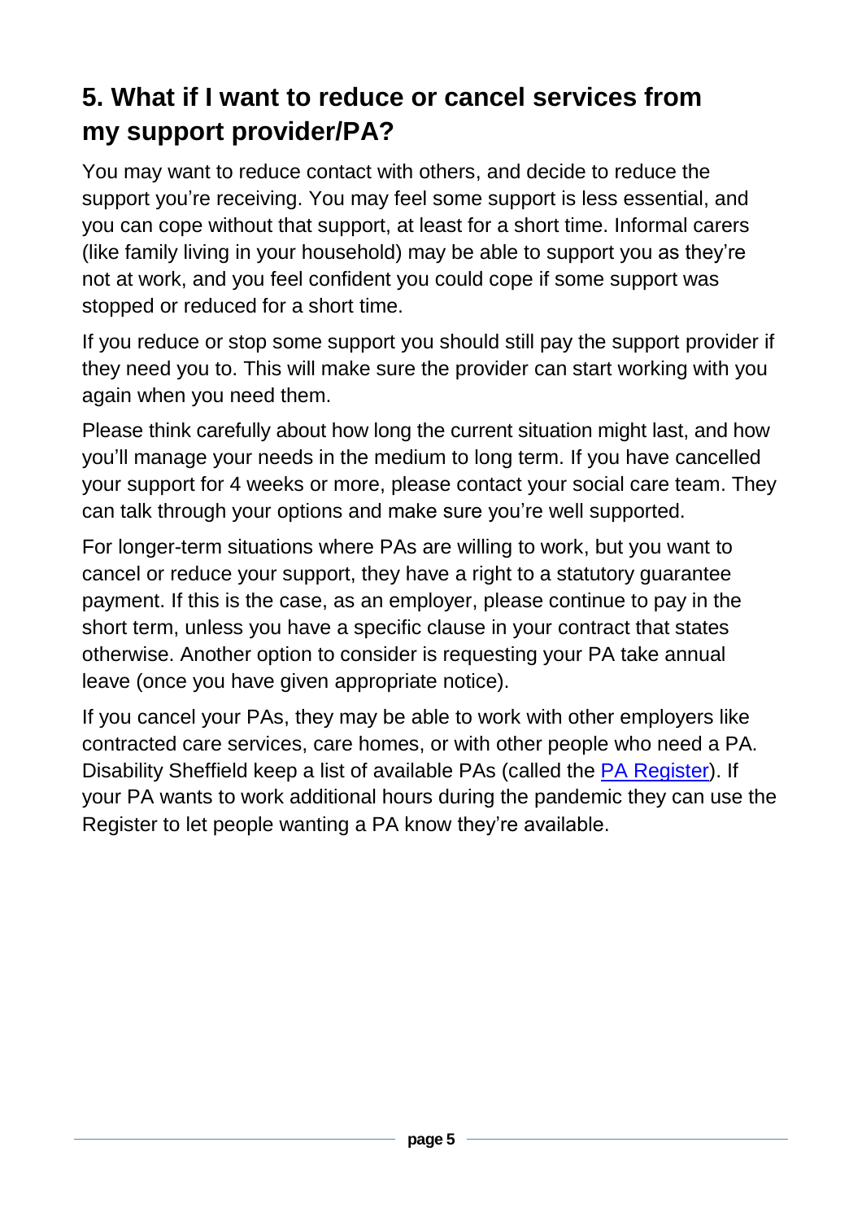## 5. What if I want to reduce or cancel services from my support provider/PA?

You may want to reduce contact with others, and decide to reduce the support you're receiving. You may feel some support is less essential, and you can cope without that support, at least for a short time. Informal carers (like family living in your household) may be able to support you as they're not at work, and you feel confident you could cope if some support was stopped or reduced for a short time.

If you reduce or stop some support you should still pay the support provider if they need you to. This will make sure the provider can start working with you again when you need them.

Please think carefully about how long the current situation might last, and how you'll manage your needs in the medium to long term. If you have cancelled your support for 4 weeks or more, please contact your social care team. They can talk through your options and make sure you're well supported.

For longer-term situations where PAs are willing to work, but you want to cancel or reduce your support, they have a right to a statutory guarantee payment. If this is the case, as an employer, please continue to pay in the short term, unless you have a specific clause in your contract that states otherwise. Another option to consider is requesting your PA take annual leave (once you have given appropriate notice).

If you cancel your PAs, they may be able to work with other employers like contracted care services, care homes, or with other people who need a PA. Disability Sheffield keep a list of available PAs (called the PA Register). If your PA wants to work additional hours during the pandemic they can use the Register to let people wanting a PA know they're available.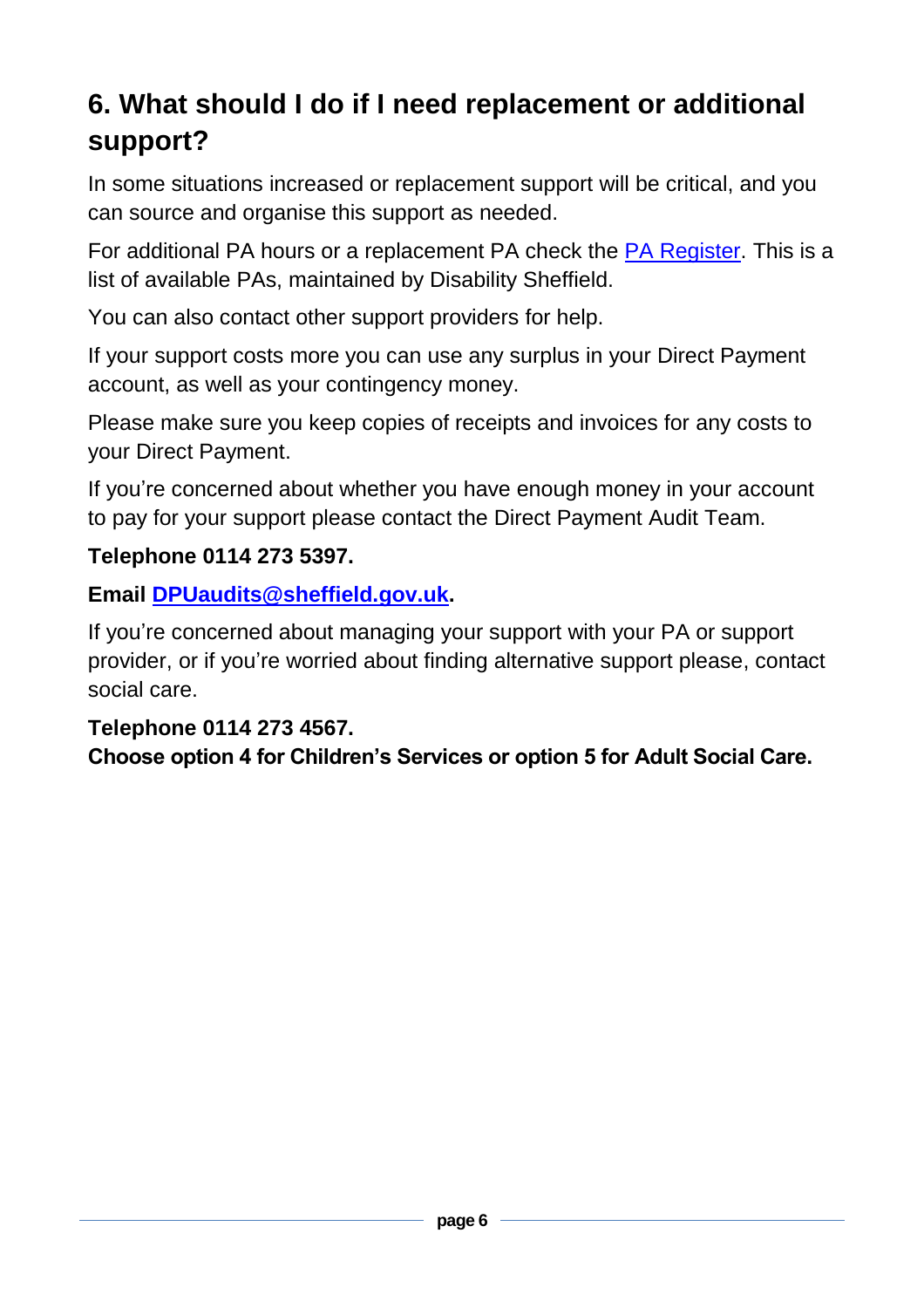## 6. What should I do if I need replacement or additional support?

In some situations increased or replacement support will be critical, and you can source and organise this support as needed.

For additional PA hours or a replacement PA check the PA Register. This is a list of available PAs, maintained by Disability Sheffield.

You can also contact other support providers for help.

If your support costs more you can use any surplus in your Direct Payment account, as well as your contingency money.

Please make sure you keep copies of receipts and invoices for any costs to your Direct Payment.

If you're concerned about whether you have enough money in your account to pay for your support please contact the Direct Payment Audit Team.

**Telephone 0114 273 5397.**

**Email DPUaudits@sheffield.gov.uk.**

If you're concerned about managing your support with your PA or support provider, or if you're worried about finding alternative support please, contact social care.

**Telephone 0114 273 4567.**
**Choose option 4 for Children's Services or option 5 for Adult Social Care.**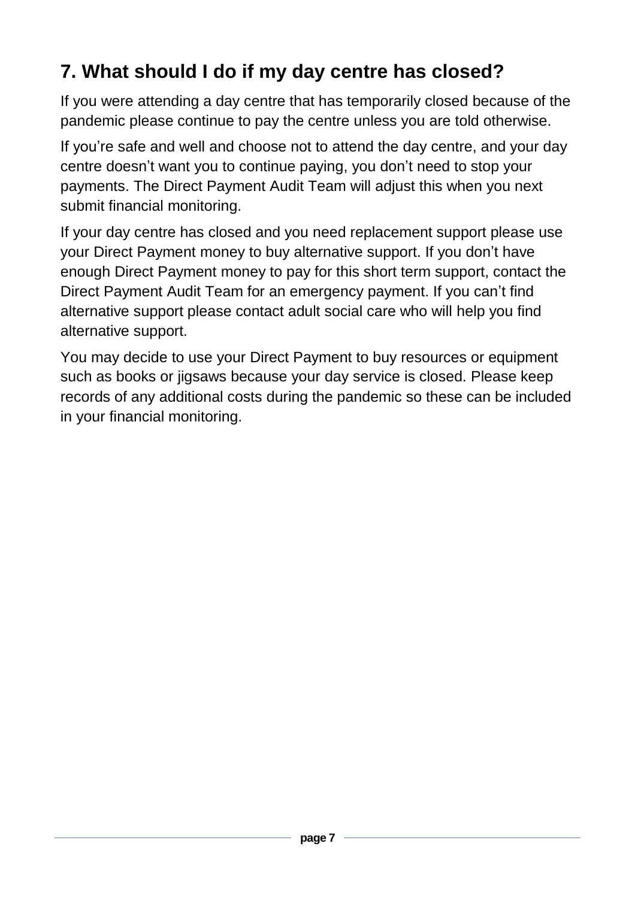## 7. What should I do if my day centre has closed?

If you were attending a day centre that has temporarily closed because of the pandemic please continue to pay the centre unless you are told otherwise.

If you're safe and well and choose not to attend the day centre, and your day centre doesn't want you to continue paying, you don't need to stop your payments. The Direct Payment Audit Team will adjust this when you next submit financial monitoring.

If your day centre has closed and you need replacement support please use your Direct Payment money to buy alternative support. If you don't have enough Direct Payment money to pay for this short term support, contact the Direct Payment Audit Team for an emergency payment. If you can't find alternative support please contact adult social care who will help you find alternative support.

You may decide to use your Direct Payment to buy resources or equipment such as books or jigsaws because your day service is closed. Please keep records of any additional costs during the pandemic so these can be included in your financial monitoring.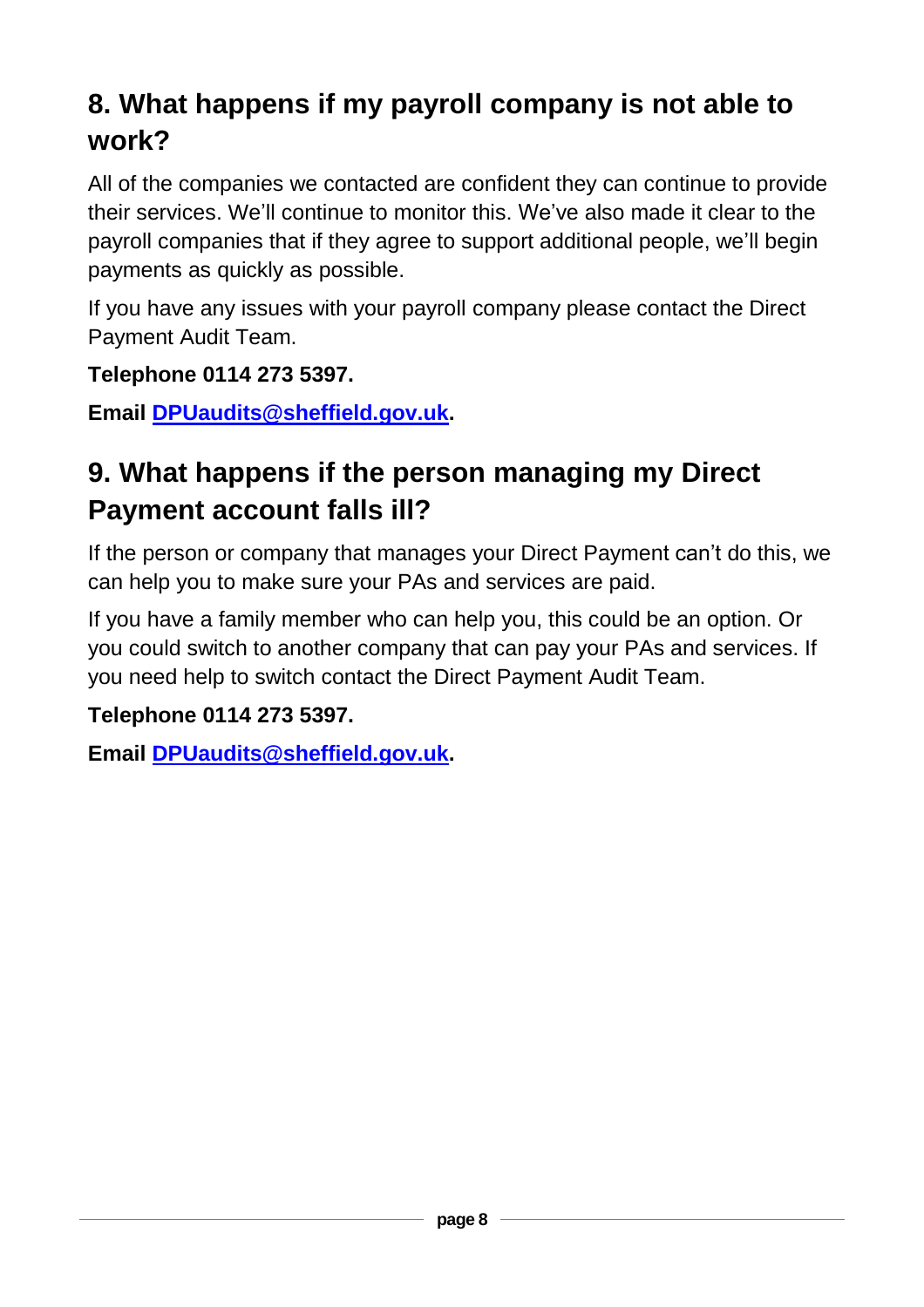## 8. What happens if my payroll company is not able to work?

All of the companies we contacted are confident they can continue to provide their services. We'll continue to monitor this. We've also made it clear to the payroll companies that if they agree to support additional people, we'll begin payments as quickly as possible.

If you have any issues with your payroll company please contact the Direct Payment Audit Team.

**Telephone 0114 273 5397.**

**Email [DPUaudits@sheffield.gov.uk](mailto:DPUaudits@sheffield.gov.uk).**

## 9. What happens if the person managing my Direct Payment account falls ill?

If the person or company that manages your Direct Payment can't do this, we can help you to make sure your PAs and services are paid.

If you have a family member who can help you, this could be an option. Or you could switch to another company that can pay your PAs and services. If you need help to switch contact the Direct Payment Audit Team.

**Telephone 0114 273 5397.**

**Email [DPUaudits@sheffield.gov.uk](mailto:DPUaudits@sheffield.gov.uk).**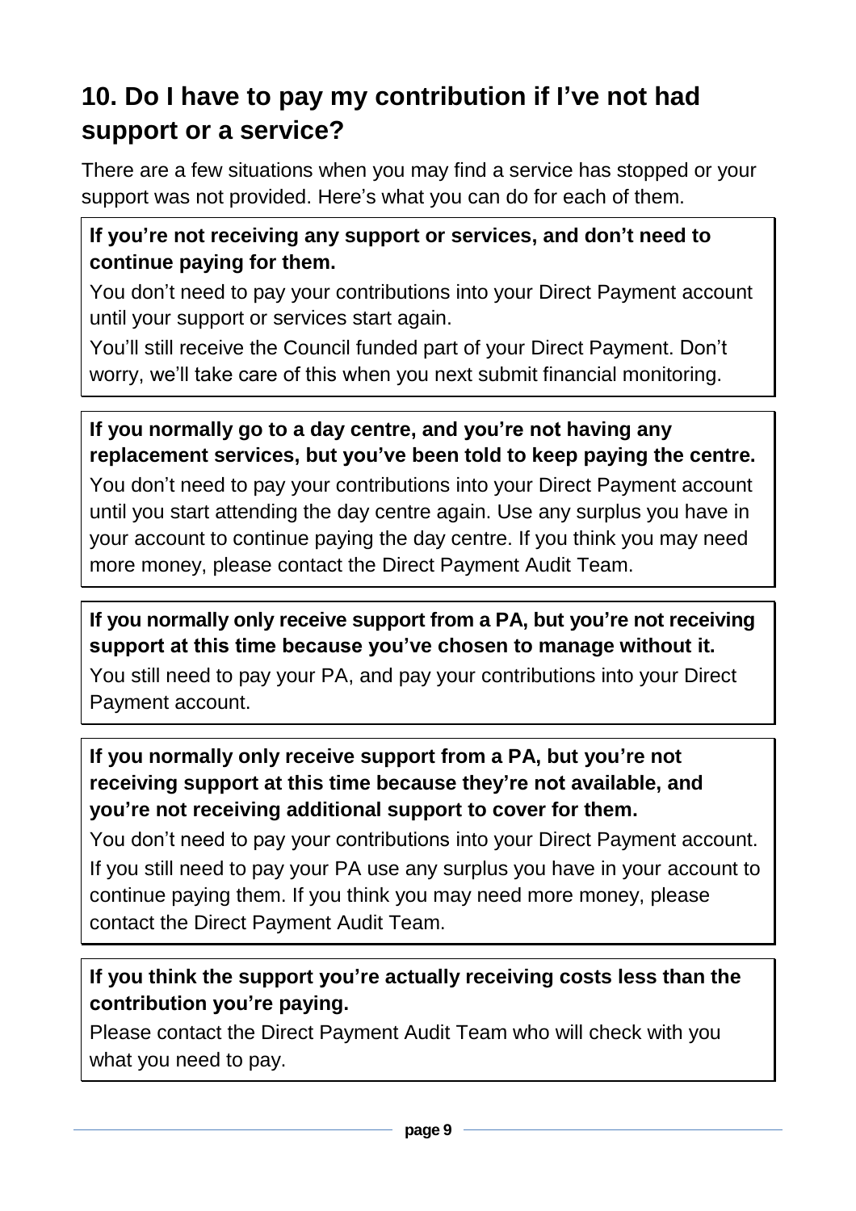## 10. Do I have to pay my contribution if I've not had support or a service?

There are a few situations when you may find a service has stopped or your support was not provided. Here's what you can do for each of them.

**If you're not receiving any support or services, and don't need to continue paying for them.**

You don't need to pay your contributions into your Direct Payment account until your support or services start again.

You'll still receive the Council funded part of your Direct Payment. Don't worry, we'll take care of this when you next submit financial monitoring.

**If you normally go to a day centre, and you're not having any replacement services, but you've been told to keep paying the centre.**

You don't need to pay your contributions into your Direct Payment account until you start attending the day centre again. Use any surplus you have in your account to continue paying the day centre. If you think you may need more money, please contact the Direct Payment Audit Team.

**If you normally only receive support from a PA, but you're not receiving support at this time because you've chosen to manage without it.**

You still need to pay your PA, and pay your contributions into your Direct Payment account.

**If you normally only receive support from a PA, but you're not receiving support at this time because they're not available, and you're not receiving additional support to cover for them.**

You don't need to pay your contributions into your Direct Payment account. If you still need to pay your PA use any surplus you have in your account to continue paying them. If you think you may need more money, please contact the Direct Payment Audit Team.

**If you think the support you're actually receiving costs less than the contribution you're paying.**

Please contact the Direct Payment Audit Team who will check with you what you need to pay.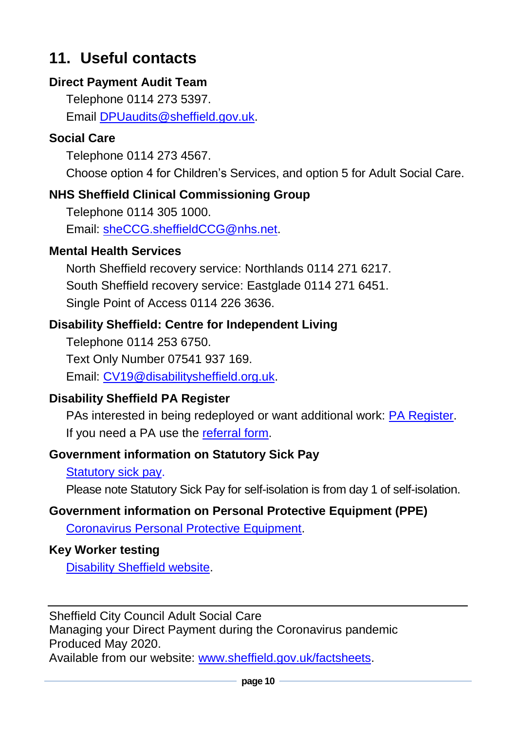## 11. Useful contacts

**Direct Payment Audit Team**

Telephone 0114 273 5397.
Email DPUaudits@sheffield.gov.uk.

**Social Care**

Telephone 0114 273 4567.
Choose option 4 for Children's Services, and option 5 for Adult Social Care.

**NHS Sheffield Clinical Commissioning Group**

Telephone 0114 305 1000.
Email: sheCCG.sheffieldCCG@nhs.net.

**Mental Health Services**

North Sheffield recovery service: Northlands 0114 271 6217.
South Sheffield recovery service: Eastglade 0114 271 6451.
Single Point of Access 0114 226 3636.

**Disability Sheffield: Centre for Independent Living**

Telephone 0114 253 6750.
Text Only Number 07541 937 169.
Email: CV19@disabilitysheffield.org.uk.

**Disability Sheffield PA Register**

PAs interested in being redeployed or want additional work: PA Register.
If you need a PA use the referral form.

**Government information on Statutory Sick Pay**

Statutory sick pay.
Please note Statutory Sick Pay for self-isolation is from day 1 of self-isolation.

**Government information on Personal Protective Equipment (PPE)**

Coronavirus Personal Protective Equipment.

**Key Worker testing**

Disability Sheffield website.

---

Sheffield City Council Adult Social Care
Managing your Direct Payment during the Coronavirus pandemic
Produced May 2020.
Available from our website: www.sheffield.gov.uk/factsheets.